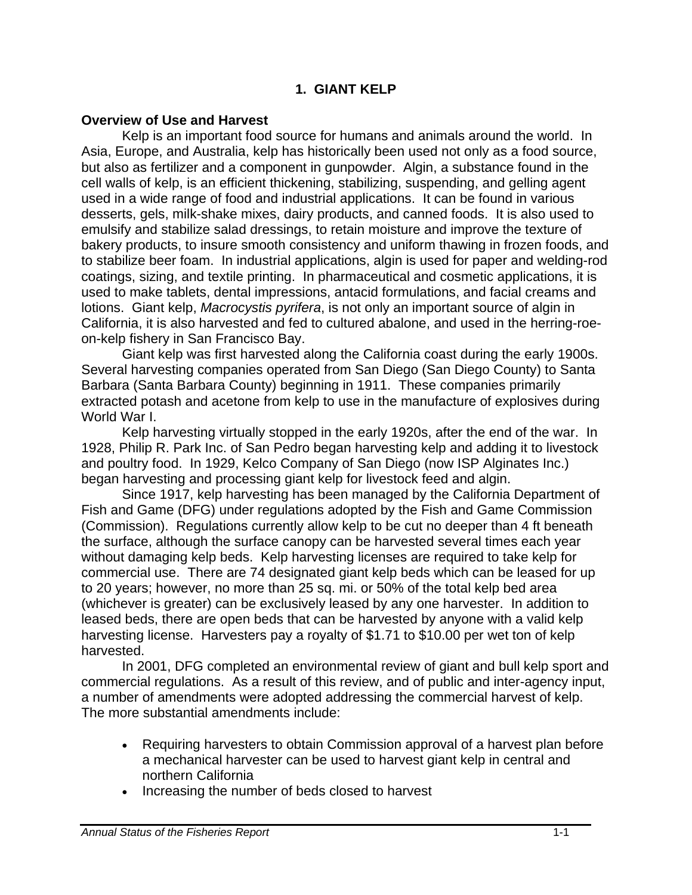# 1. GIANT KELP

## Overview of Use and Harvest

Kelp is an important food source for humans and animals around the world. In Asia, Europe, and Australia, kelp has historically been used not only as a food source, but also as fertilizer and a component in gunpowder. Algin, a substance found in the cell walls of kelp, is an efficient thickening, stabilizing, suspending, and gelling agent used in a wide range of food and industrial applications. It can be found in various desserts, gels, milk-shake mixes, dairy products, and canned foods. It is also used to emulsify and stabilize salad dressings, to retain moisture and improve the texture of bakery products, to insure smooth consistency and uniform thawing in frozen foods, and to stabilize beer foam. In industrial applications, algin is used for paper and welding-rod coatings, sizing, and textile printing. In pharmaceutical and cosmetic applications, it is used to make tablets, dental impressions, antacid formulations, and facial creams and lotions. Giant kelp, *Macrocystis pyrifera*, is not only an important source of algin in California, it is also harvested and fed to cultured abalone, and used in the herring-roe-on-kelp fishery in San Francisco Bay.

Giant kelp was first harvested along the California coast during the early 1900s. Several harvesting companies operated from San Diego (San Diego County) to Santa Barbara (Santa Barbara County) beginning in 1911. These companies primarily extracted potash and acetone from kelp to use in the manufacture of explosives during World War I.

Kelp harvesting virtually stopped in the early 1920s, after the end of the war. In 1928, Philip R. Park Inc. of San Pedro began harvesting kelp and adding it to livestock and poultry food. In 1929, Kelco Company of San Diego (now ISP Alginates Inc.) began harvesting and processing giant kelp for livestock feed and algin.

Since 1917, kelp harvesting has been managed by the California Department of Fish and Game (DFG) under regulations adopted by the Fish and Game Commission (Commission). Regulations currently allow kelp to be cut no deeper than 4 ft beneath the surface, although the surface canopy can be harvested several times each year without damaging kelp beds. Kelp harvesting licenses are required to take kelp for commercial use. There are 74 designated giant kelp beds which can be leased for up to 20 years; however, no more than 25 sq. mi. or 50% of the total kelp bed area (whichever is greater) can be exclusively leased by any one harvester. In addition to leased beds, there are open beds that can be harvested by anyone with a valid kelp harvesting license. Harvesters pay a royalty of $1.71 to $10.00 per wet ton of kelp harvested.

In 2001, DFG completed an environmental review of giant and bull kelp sport and commercial regulations. As a result of this review, and of public and inter-agency input, a number of amendments were adopted addressing the commercial harvest of kelp. The more substantial amendments include:

- Requiring harvesters to obtain Commission approval of a harvest plan before a mechanical harvester can be used to harvest giant kelp in central and northern California
- Increasing the number of beds closed to harvest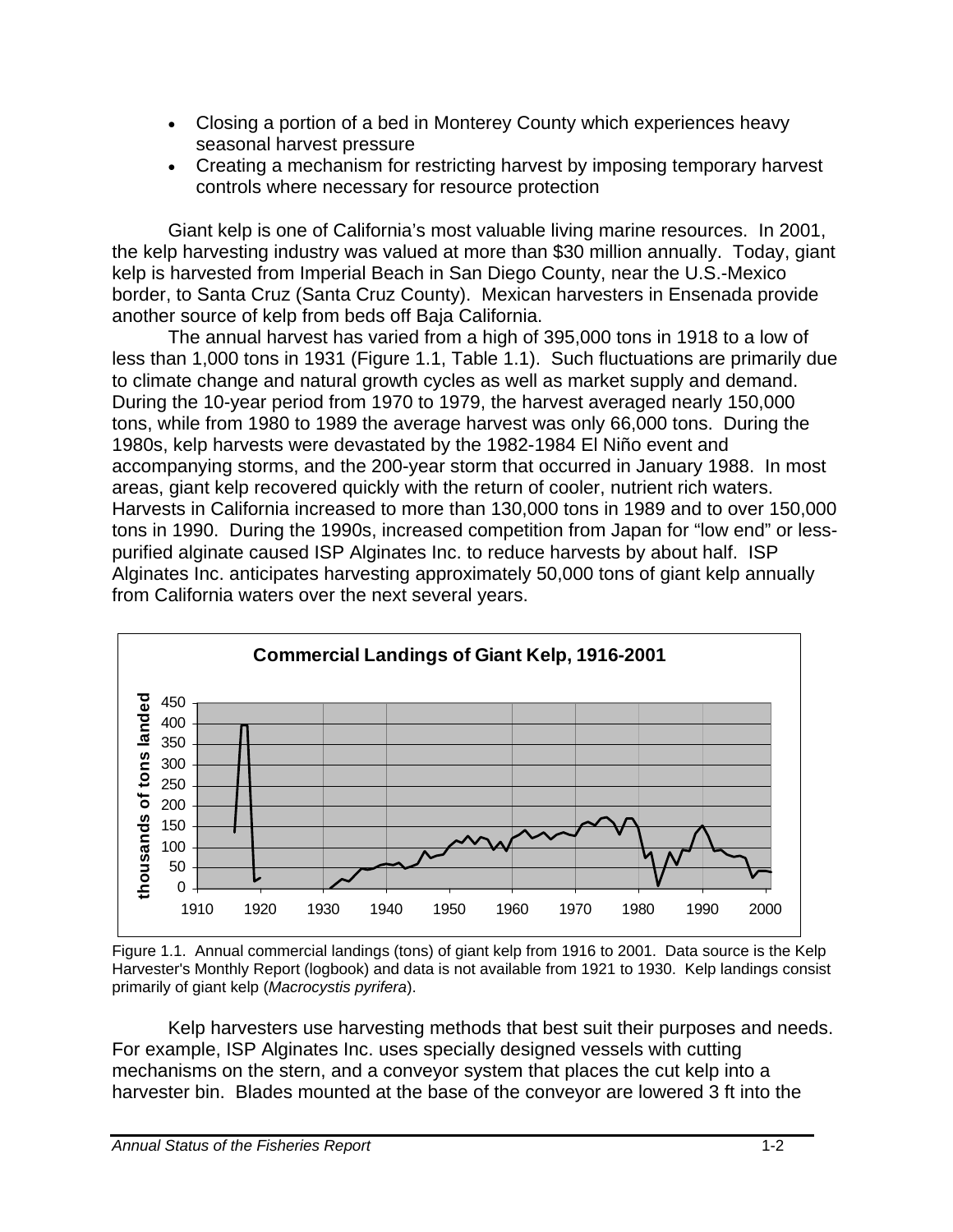- Closing a portion of a bed in Monterey County which experiences heavy seasonal harvest pressure
- Creating a mechanism for restricting harvest by imposing temporary harvest controls where necessary for resource protection

Giant kelp is one of California's most valuable living marine resources. In 2001, the kelp harvesting industry was valued at more than $30 million annually. Today, giant kelp is harvested from Imperial Beach in San Diego County, near the U.S.-Mexico border, to Santa Cruz (Santa Cruz County). Mexican harvesters in Ensenada provide another source of kelp from beds off Baja California.

The annual harvest has varied from a high of 395,000 tons in 1918 to a low of less than 1,000 tons in 1931 (Figure 1.1, Table 1.1). Such fluctuations are primarily due to climate change and natural growth cycles as well as market supply and demand. During the 10-year period from 1970 to 1979, the harvest averaged nearly 150,000 tons, while from 1980 to 1989 the average harvest was only 66,000 tons. During the 1980s, kelp harvests were devastated by the 1982-1984 El Niño event and accompanying storms, and the 200-year storm that occurred in January 1988. In most areas, giant kelp recovered quickly with the return of cooler, nutrient rich waters. Harvests in California increased to more than 130,000 tons in 1989 and to over 150,000 tons in 1990. During the 1990s, increased competition from Japan for "low end" or less-purified alginate caused ISP Alginates Inc. to reduce harvests by about half. ISP Alginates Inc. anticipates harvesting approximately 50,000 tons of giant kelp annually from California waters over the next several years.

**Commercial Landings of Giant Kelp, 1916-2001**

thousands of tons landed

0, 50, 100, 150, 200, 250, 300, 350, 400, 450

1910, 1920, 1930, 1940, 1950, 1960, 1970, 1980, 1990, 2000

Figure 1.1. Annual commercial landings (tons) of giant kelp from 1916 to 2001. Data source is the Kelp Harvester's Monthly Report (logbook) and data is not available from 1921 to 1930. Kelp landings consist primarily of giant kelp (*Macrocystis pyrifera*).

Kelp harvesters use harvesting methods that best suit their purposes and needs. For example, ISP Alginates Inc. uses specially designed vessels with cutting mechanisms on the stern, and a conveyor system that places the cut kelp into a harvester bin. Blades mounted at the base of the conveyor are lowered 3 ft into the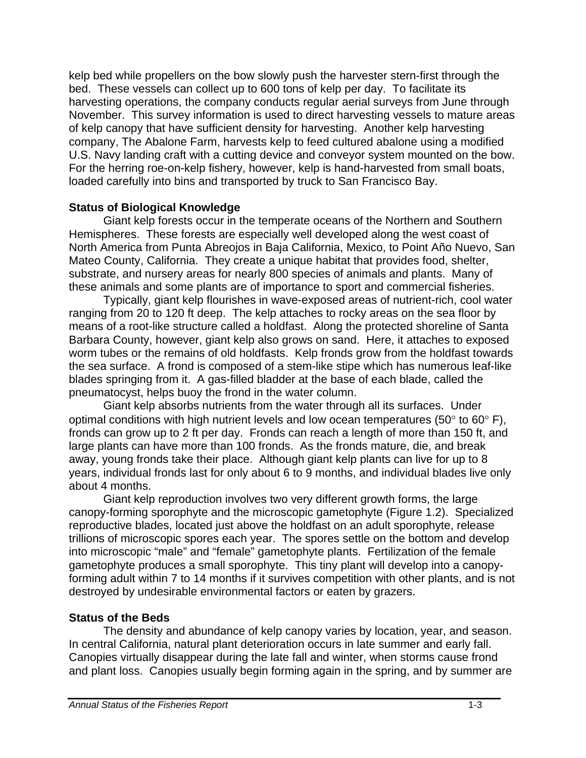kelp bed while propellers on the bow slowly push the harvester stern-first through the bed. These vessels can collect up to 600 tons of kelp per day. To facilitate its harvesting operations, the company conducts regular aerial surveys from June through November. This survey information is used to direct harvesting vessels to mature areas of kelp canopy that have sufficient density for harvesting. Another kelp harvesting company, The Abalone Farm, harvests kelp to feed cultured abalone using a modified U.S. Navy landing craft with a cutting device and conveyor system mounted on the bow. For the herring roe-on-kelp fishery, however, kelp is hand-harvested from small boats, loaded carefully into bins and transported by truck to San Francisco Bay.

### Status of Biological Knowledge

Giant kelp forests occur in the temperate oceans of the Northern and Southern Hemispheres. These forests are especially well developed along the west coast of North America from Punta Abreojos in Baja California, Mexico, to Point Año Nuevo, San Mateo County, California. They create a unique habitat that provides food, shelter, substrate, and nursery areas for nearly 800 species of animals and plants. Many of these animals and some plants are of importance to sport and commercial fisheries.

Typically, giant kelp flourishes in wave-exposed areas of nutrient-rich, cool water ranging from 20 to 120 ft deep. The kelp attaches to rocky areas on the sea floor by means of a root-like structure called a holdfast. Along the protected shoreline of Santa Barbara County, however, giant kelp also grows on sand. Here, it attaches to exposed worm tubes or the remains of old holdfasts. Kelp fronds grow from the holdfast towards the sea surface. A frond is composed of a stem-like stipe which has numerous leaf-like blades springing from it. A gas-filled bladder at the base of each blade, called the pneumatocyst, helps buoy the frond in the water column.

Giant kelp absorbs nutrients from the water through all its surfaces. Under optimal conditions with high nutrient levels and low ocean temperatures (50° to 60° F), fronds can grow up to 2 ft per day. Fronds can reach a length of more than 150 ft, and large plants can have more than 100 fronds. As the fronds mature, die, and break away, young fronds take their place. Although giant kelp plants can live for up to 8 years, individual fronds last for only about 6 to 9 months, and individual blades live only about 4 months.

Giant kelp reproduction involves two very different growth forms, the large canopy-forming sporophyte and the microscopic gametophyte (Figure 1.2). Specialized reproductive blades, located just above the holdfast on an adult sporophyte, release trillions of microscopic spores each year. The spores settle on the bottom and develop into microscopic "male" and "female" gametophyte plants. Fertilization of the female gametophyte produces a small sporophyte. This tiny plant will develop into a canopy-forming adult within 7 to 14 months if it survives competition with other plants, and is not destroyed by undesirable environmental factors or eaten by grazers.

### Status of the Beds

The density and abundance of kelp canopy varies by location, year, and season. In central California, natural plant deterioration occurs in late summer and early fall. Canopies virtually disappear during the late fall and winter, when storms cause frond and plant loss. Canopies usually begin forming again in the spring, and by summer are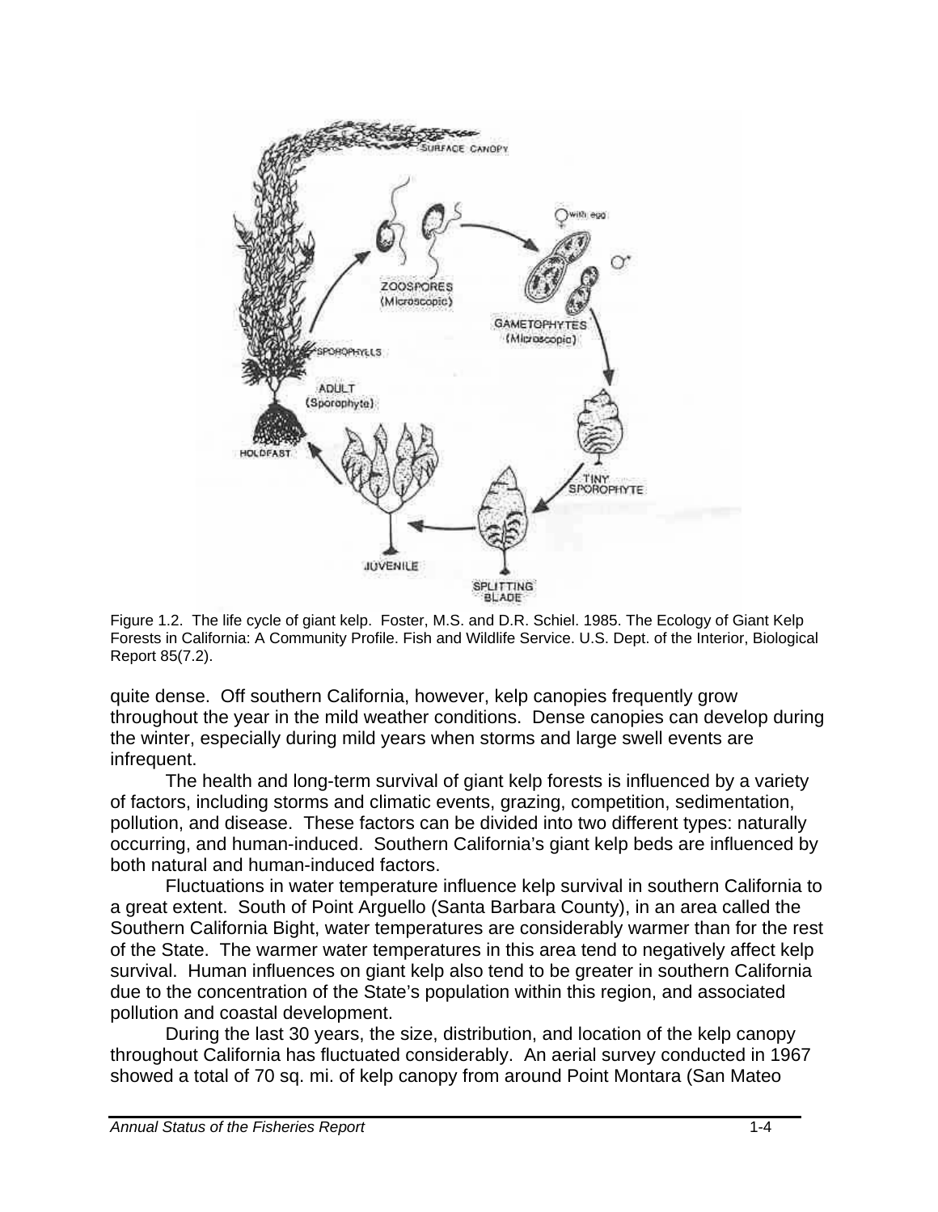SURFACE CANOPY

ZOOSPORES
(Microscopic)

with egg

GAMETOPHYTES
(Microscopic)

SPOROPHYLLS

ADULT
(Sporophyte)

HOLDFAST

TINY
SPOROPHYTE

JUVENILE

SPLITTING
BLADE

Figure 1.2. The life cycle of giant kelp. Foster, M.S. and D.R. Schiel. 1985. The Ecology of Giant Kelp Forests in California: A Community Profile. Fish and Wildlife Service. U.S. Dept. of the Interior, Biological Report 85(7.2).

quite dense. Off southern California, however, kelp canopies frequently grow throughout the year in the mild weather conditions. Dense canopies can develop during the winter, especially during mild years when storms and large swell events are infrequent.

The health and long-term survival of giant kelp forests is influenced by a variety of factors, including storms and climatic events, grazing, competition, sedimentation, pollution, and disease. These factors can be divided into two different types: naturally occurring, and human-induced. Southern California's giant kelp beds are influenced by both natural and human-induced factors.

Fluctuations in water temperature influence kelp survival in southern California to a great extent. South of Point Arguello (Santa Barbara County), in an area called the Southern California Bight, water temperatures are considerably warmer than for the rest of the State. The warmer water temperatures in this area tend to negatively affect kelp survival. Human influences on giant kelp also tend to be greater in southern California due to the concentration of the State's population within this region, and associated pollution and coastal development.

During the last 30 years, the size, distribution, and location of the kelp canopy throughout California has fluctuated considerably. An aerial survey conducted in 1967 showed a total of 70 sq. mi. of kelp canopy from around Point Montara (San Mateo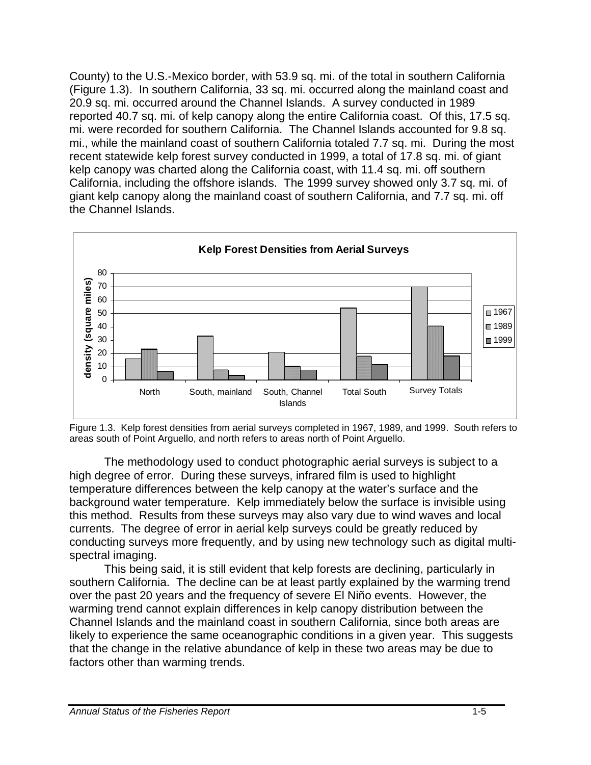County) to the U.S.-Mexico border, with 53.9 sq. mi. of the total in southern California (Figure 1.3). In southern California, 33 sq. mi. occurred along the mainland coast and 20.9 sq. mi. occurred around the Channel Islands. A survey conducted in 1989 reported 40.7 sq. mi. of kelp canopy along the entire California coast. Of this, 17.5 sq. mi. were recorded for southern California. The Channel Islands accounted for 9.8 sq. mi., while the mainland coast of southern California totaled 7.7 sq. mi. During the most recent statewide kelp forest survey conducted in 1999, a total of 17.8 sq. mi. of giant kelp canopy was charted along the California coast, with 11.4 sq. mi. off southern California, including the offshore islands. The 1999 survey showed only 3.7 sq. mi. of giant kelp canopy along the mainland coast of southern California, and 7.7 sq. mi. off the Channel Islands.

**Kelp Forest Densities from Aerial Surveys**

density (square miles)

0
10
20
30
40
50
60
70
80

North
South, mainland
South, Channel Islands
Total South
Survey Totals

1967
1989
1999

Figure 1.3. Kelp forest densities from aerial surveys completed in 1967, 1989, and 1999. South refers to areas south of Point Arguello, and north refers to areas north of Point Arguello.

The methodology used to conduct photographic aerial surveys is subject to a high degree of error. During these surveys, infrared film is used to highlight temperature differences between the kelp canopy at the water's surface and the background water temperature. Kelp immediately below the surface is invisible using this method. Results from these surveys may also vary due to wind waves and local currents. The degree of error in aerial kelp surveys could be greatly reduced by conducting surveys more frequently, and by using new technology such as digital multi-spectral imaging.

This being said, it is still evident that kelp forests are declining, particularly in southern California. The decline can be at least partly explained by the warming trend over the past 20 years and the frequency of severe El Niño events. However, the warming trend cannot explain differences in kelp canopy distribution between the Channel Islands and the mainland coast in southern California, since both areas are likely to experience the same oceanographic conditions in a given year. This suggests that the change in the relative abundance of kelp in these two areas may be due to factors other than warming trends.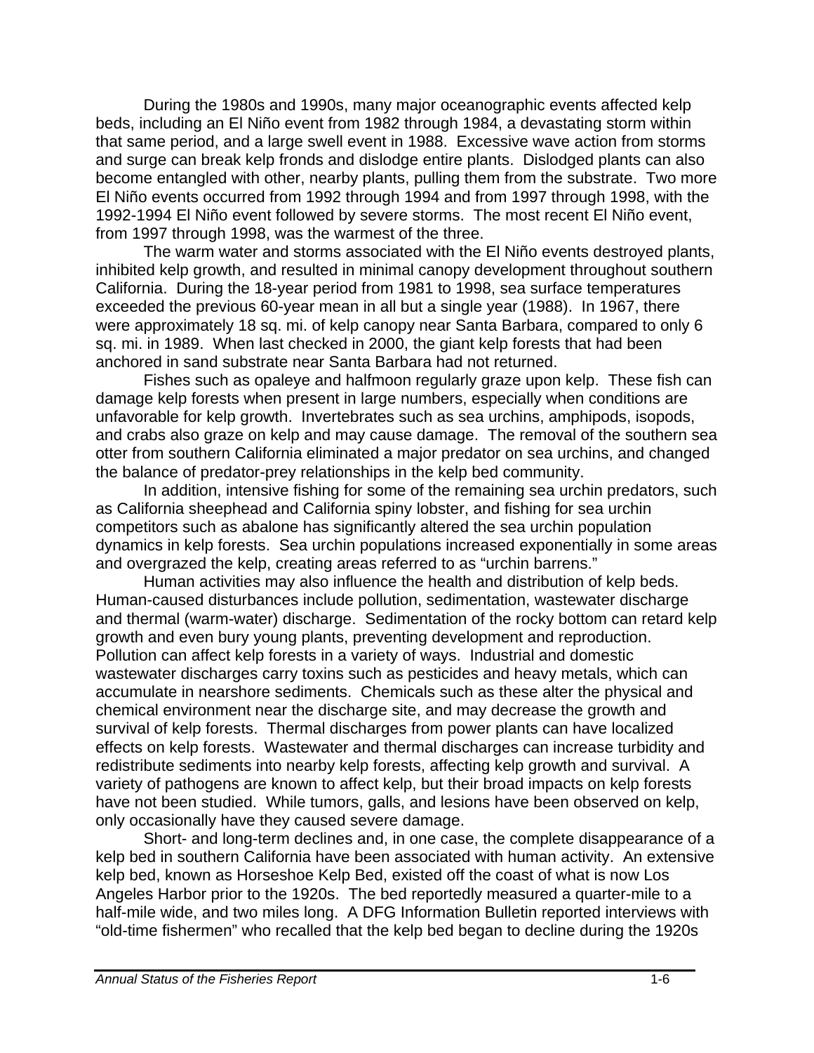During the 1980s and 1990s, many major oceanographic events affected kelp beds, including an El Niño event from 1982 through 1984, a devastating storm within that same period, and a large swell event in 1988. Excessive wave action from storms and surge can break kelp fronds and dislodge entire plants. Dislodged plants can also become entangled with other, nearby plants, pulling them from the substrate. Two more El Niño events occurred from 1992 through 1994 and from 1997 through 1998, with the 1992-1994 El Niño event followed by severe storms. The most recent El Niño event, from 1997 through 1998, was the warmest of the three.

The warm water and storms associated with the El Niño events destroyed plants, inhibited kelp growth, and resulted in minimal canopy development throughout southern California. During the 18-year period from 1981 to 1998, sea surface temperatures exceeded the previous 60-year mean in all but a single year (1988). In 1967, there were approximately 18 sq. mi. of kelp canopy near Santa Barbara, compared to only 6 sq. mi. in 1989. When last checked in 2000, the giant kelp forests that had been anchored in sand substrate near Santa Barbara had not returned.

Fishes such as opaleye and halfmoon regularly graze upon kelp. These fish can damage kelp forests when present in large numbers, especially when conditions are unfavorable for kelp growth. Invertebrates such as sea urchins, amphipods, isopods, and crabs also graze on kelp and may cause damage. The removal of the southern sea otter from southern California eliminated a major predator on sea urchins, and changed the balance of predator-prey relationships in the kelp bed community.

In addition, intensive fishing for some of the remaining sea urchin predators, such as California sheephead and California spiny lobster, and fishing for sea urchin competitors such as abalone has significantly altered the sea urchin population dynamics in kelp forests. Sea urchin populations increased exponentially in some areas and overgrazed the kelp, creating areas referred to as "urchin barrens."

Human activities may also influence the health and distribution of kelp beds. Human-caused disturbances include pollution, sedimentation, wastewater discharge and thermal (warm-water) discharge. Sedimentation of the rocky bottom can retard kelp growth and even bury young plants, preventing development and reproduction. Pollution can affect kelp forests in a variety of ways. Industrial and domestic wastewater discharges carry toxins such as pesticides and heavy metals, which can accumulate in nearshore sediments. Chemicals such as these alter the physical and chemical environment near the discharge site, and may decrease the growth and survival of kelp forests. Thermal discharges from power plants can have localized effects on kelp forests. Wastewater and thermal discharges can increase turbidity and redistribute sediments into nearby kelp forests, affecting kelp growth and survival. A variety of pathogens are known to affect kelp, but their broad impacts on kelp forests have not been studied. While tumors, galls, and lesions have been observed on kelp, only occasionally have they caused severe damage.

Short- and long-term declines and, in one case, the complete disappearance of a kelp bed in southern California have been associated with human activity. An extensive kelp bed, known as Horseshoe Kelp Bed, existed off the coast of what is now Los Angeles Harbor prior to the 1920s. The bed reportedly measured a quarter-mile to a half-mile wide, and two miles long. A DFG Information Bulletin reported interviews with "old-time fishermen" who recalled that the kelp bed began to decline during the 1920s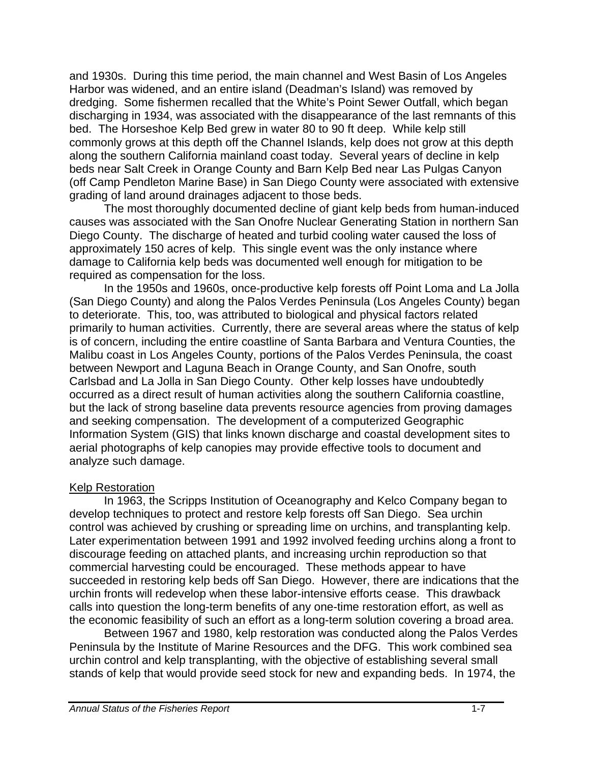and 1930s. During this time period, the main channel and West Basin of Los Angeles Harbor was widened, and an entire island (Deadman's Island) was removed by dredging. Some fishermen recalled that the White's Point Sewer Outfall, which began discharging in 1934, was associated with the disappearance of the last remnants of this bed. The Horseshoe Kelp Bed grew in water 80 to 90 ft deep. While kelp still commonly grows at this depth off the Channel Islands, kelp does not grow at this depth along the southern California mainland coast today. Several years of decline in kelp beds near Salt Creek in Orange County and Barn Kelp Bed near Las Pulgas Canyon (off Camp Pendleton Marine Base) in San Diego County were associated with extensive grading of land around drainages adjacent to those beds.

The most thoroughly documented decline of giant kelp beds from human-induced causes was associated with the San Onofre Nuclear Generating Station in northern San Diego County. The discharge of heated and turbid cooling water caused the loss of approximately 150 acres of kelp. This single event was the only instance where damage to California kelp beds was documented well enough for mitigation to be required as compensation for the loss.

In the 1950s and 1960s, once-productive kelp forests off Point Loma and La Jolla (San Diego County) and along the Palos Verdes Peninsula (Los Angeles County) began to deteriorate. This, too, was attributed to biological and physical factors related primarily to human activities. Currently, there are several areas where the status of kelp is of concern, including the entire coastline of Santa Barbara and Ventura Counties, the Malibu coast in Los Angeles County, portions of the Palos Verdes Peninsula, the coast between Newport and Laguna Beach in Orange County, and San Onofre, south Carlsbad and La Jolla in San Diego County. Other kelp losses have undoubtedly occurred as a direct result of human activities along the southern California coastline, but the lack of strong baseline data prevents resource agencies from proving damages and seeking compensation. The development of a computerized Geographic Information System (GIS) that links known discharge and coastal development sites to aerial photographs of kelp canopies may provide effective tools to document and analyze such damage.

<u>Kelp Restoration</u>

In 1963, the Scripps Institution of Oceanography and Kelco Company began to develop techniques to protect and restore kelp forests off San Diego. Sea urchin control was achieved by crushing or spreading lime on urchins, and transplanting kelp. Later experimentation between 1991 and 1992 involved feeding urchins along a front to discourage feeding on attached plants, and increasing urchin reproduction so that commercial harvesting could be encouraged. These methods appear to have succeeded in restoring kelp beds off San Diego. However, there are indications that the urchin fronts will redevelop when these labor-intensive efforts cease. This drawback calls into question the long-term benefits of any one-time restoration effort, as well as the economic feasibility of such an effort as a long-term solution covering a broad area.

Between 1967 and 1980, kelp restoration was conducted along the Palos Verdes Peninsula by the Institute of Marine Resources and the DFG. This work combined sea urchin control and kelp transplanting, with the objective of establishing several small stands of kelp that would provide seed stock for new and expanding beds. In 1974, the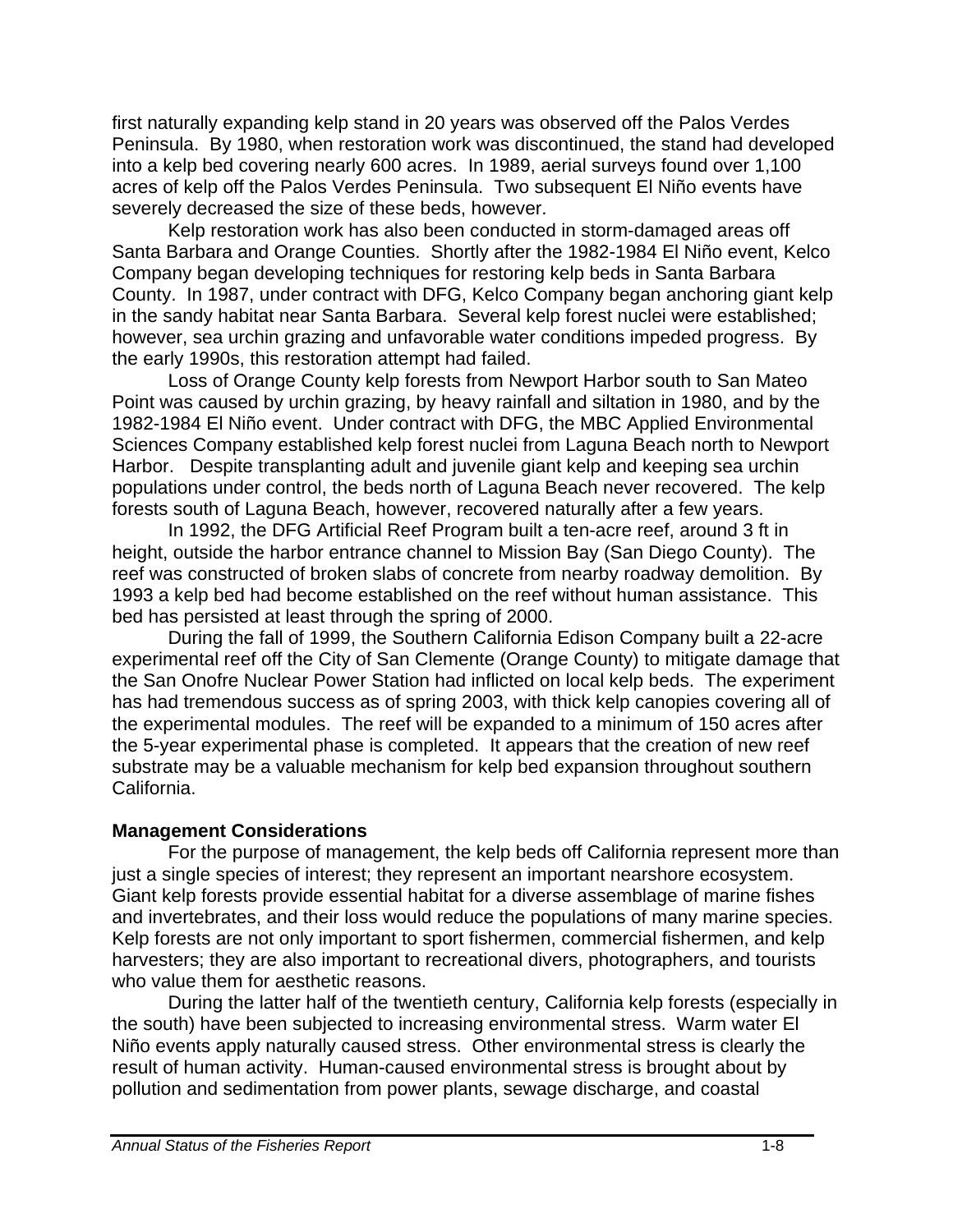first naturally expanding kelp stand in 20 years was observed off the Palos Verdes Peninsula. By 1980, when restoration work was discontinued, the stand had developed into a kelp bed covering nearly 600 acres. In 1989, aerial surveys found over 1,100 acres of kelp off the Palos Verdes Peninsula. Two subsequent El Niño events have severely decreased the size of these beds, however.

Kelp restoration work has also been conducted in storm-damaged areas off Santa Barbara and Orange Counties. Shortly after the 1982-1984 El Niño event, Kelco Company began developing techniques for restoring kelp beds in Santa Barbara County. In 1987, under contract with DFG, Kelco Company began anchoring giant kelp in the sandy habitat near Santa Barbara. Several kelp forest nuclei were established; however, sea urchin grazing and unfavorable water conditions impeded progress. By the early 1990s, this restoration attempt had failed.

Loss of Orange County kelp forests from Newport Harbor south to San Mateo Point was caused by urchin grazing, by heavy rainfall and siltation in 1980, and by the 1982-1984 El Niño event. Under contract with DFG, the MBC Applied Environmental Sciences Company established kelp forest nuclei from Laguna Beach north to Newport Harbor. Despite transplanting adult and juvenile giant kelp and keeping sea urchin populations under control, the beds north of Laguna Beach never recovered. The kelp forests south of Laguna Beach, however, recovered naturally after a few years.

In 1992, the DFG Artificial Reef Program built a ten-acre reef, around 3 ft in height, outside the harbor entrance channel to Mission Bay (San Diego County). The reef was constructed of broken slabs of concrete from nearby roadway demolition. By 1993 a kelp bed had become established on the reef without human assistance. This bed has persisted at least through the spring of 2000.

During the fall of 1999, the Southern California Edison Company built a 22-acre experimental reef off the City of San Clemente (Orange County) to mitigate damage that the San Onofre Nuclear Power Station had inflicted on local kelp beds. The experiment has had tremendous success as of spring 2003, with thick kelp canopies covering all of the experimental modules. The reef will be expanded to a minimum of 150 acres after the 5-year experimental phase is completed. It appears that the creation of new reef substrate may be a valuable mechanism for kelp bed expansion throughout southern California.

**Management Considerations**

For the purpose of management, the kelp beds off California represent more than just a single species of interest; they represent an important nearshore ecosystem. Giant kelp forests provide essential habitat for a diverse assemblage of marine fishes and invertebrates, and their loss would reduce the populations of many marine species. Kelp forests are not only important to sport fishermen, commercial fishermen, and kelp harvesters; they are also important to recreational divers, photographers, and tourists who value them for aesthetic reasons.

During the latter half of the twentieth century, California kelp forests (especially in the south) have been subjected to increasing environmental stress. Warm water El Niño events apply naturally caused stress. Other environmental stress is clearly the result of human activity. Human-caused environmental stress is brought about by pollution and sedimentation from power plants, sewage discharge, and coastal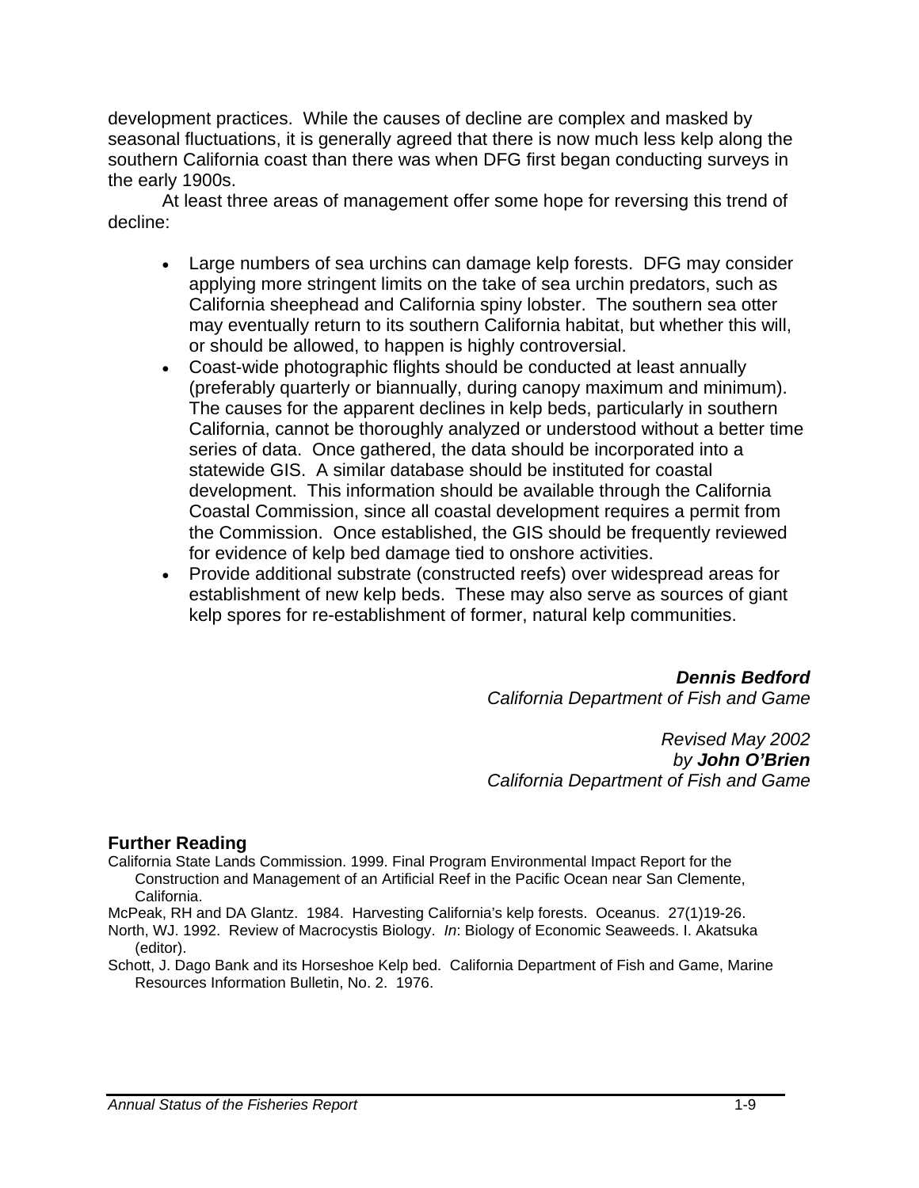development practices. While the causes of decline are complex and masked by seasonal fluctuations, it is generally agreed that there is now much less kelp along the southern California coast than there was when DFG first began conducting surveys in the early 1900s.

At least three areas of management offer some hope for reversing this trend of decline:

- Large numbers of sea urchins can damage kelp forests. DFG may consider applying more stringent limits on the take of sea urchin predators, such as California sheephead and California spiny lobster. The southern sea otter may eventually return to its southern California habitat, but whether this will, or should be allowed, to happen is highly controversial.
- Coast-wide photographic flights should be conducted at least annually (preferably quarterly or biannually, during canopy maximum and minimum). The causes for the apparent declines in kelp beds, particularly in southern California, cannot be thoroughly analyzed or understood without a better time series of data. Once gathered, the data should be incorporated into a statewide GIS. A similar database should be instituted for coastal development. This information should be available through the California Coastal Commission, since all coastal development requires a permit from the Commission. Once established, the GIS should be frequently reviewed for evidence of kelp bed damage tied to onshore activities.
- Provide additional substrate (constructed reefs) over widespread areas for establishment of new kelp beds. These may also serve as sources of giant kelp spores for re-establishment of former, natural kelp communities.

***Dennis Bedford***
*California Department of Fish and Game*

*Revised May 2002*
*by* ***John O'Brien***
*California Department of Fish and Game*

## Further Reading

California State Lands Commission. 1999. Final Program Environmental Impact Report for the Construction and Management of an Artificial Reef in the Pacific Ocean near San Clemente, California.

McPeak, RH and DA Glantz. 1984. Harvesting California's kelp forests. Oceanus. 27(1)19-26.

North, WJ. 1992. Review of Macrocystis Biology. *In*: Biology of Economic Seaweeds. I. Akatsuka (editor).

Schott, J. Dago Bank and its Horseshoe Kelp bed. California Department of Fish and Game, Marine Resources Information Bulletin, No. 2. 1976.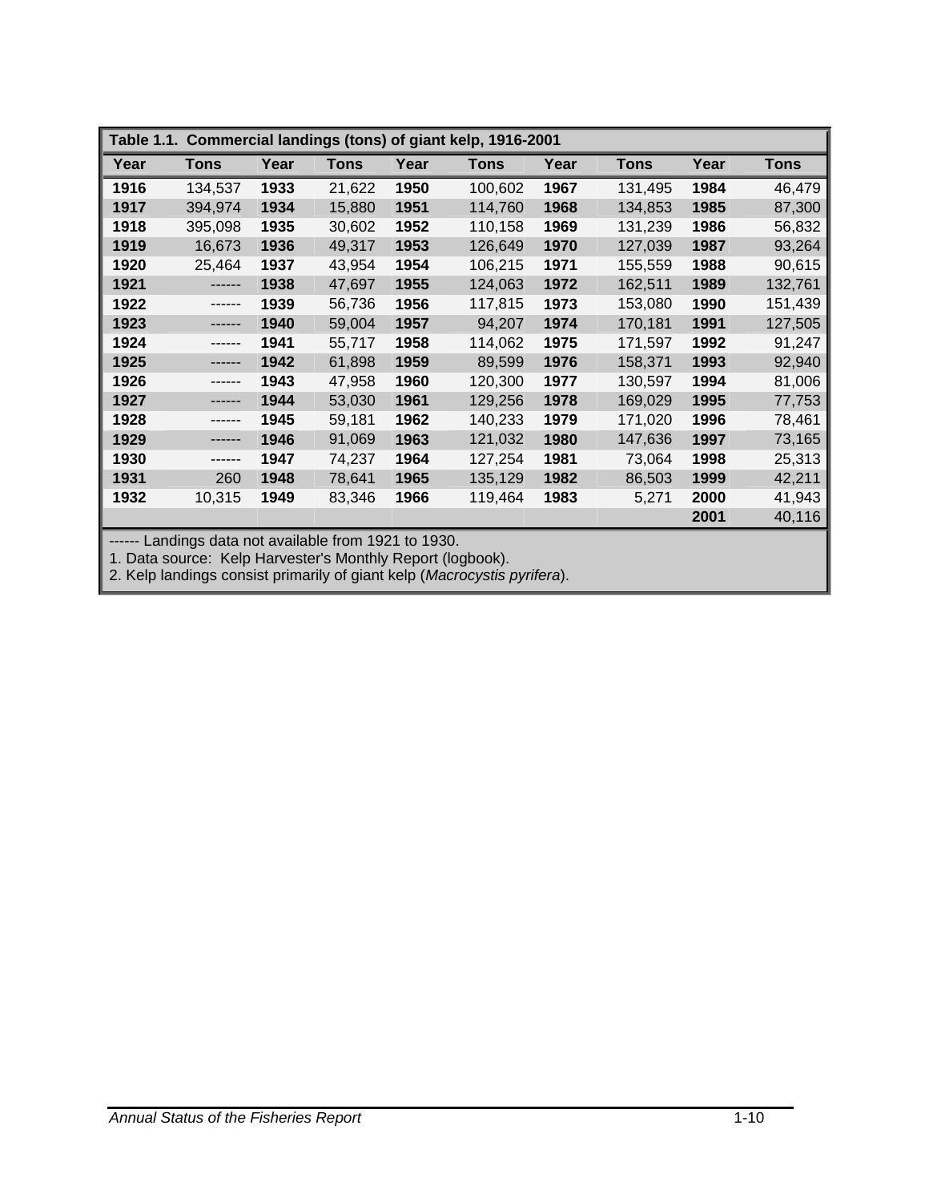**Table 1.1. Commercial landings (tons) of giant kelp, 1916-2001**

| Year | Tons | Year | Tons | Year | Tons | Year | Tons | Year | Tons |
|---|---|---|---|---|---|---|---|---|---|
| **1916** | 134,537 | **1933** | 21,622 | **1950** | 100,602 | **1967** | 131,495 | **1984** | 46,479 |
| **1917** | 394,974 | **1934** | 15,880 | **1951** | 114,760 | **1968** | 134,853 | **1985** | 87,300 |
| **1918** | 395,098 | **1935** | 30,602 | **1952** | 110,158 | **1969** | 131,239 | **1986** | 56,832 |
| **1919** | 16,673 | **1936** | 49,317 | **1953** | 126,649 | **1970** | 127,039 | **1987** | 93,264 |
| **1920** | 25,464 | **1937** | 43,954 | **1954** | 106,215 | **1971** | 155,559 | **1988** | 90,615 |
| **1921** | ------ | **1938** | 47,697 | **1955** | 124,063 | **1972** | 162,511 | **1989** | 132,761 |
| **1922** | ------ | **1939** | 56,736 | **1956** | 117,815 | **1973** | 153,080 | **1990** | 151,439 |
| **1923** | ------ | **1940** | 59,004 | **1957** | 94,207 | **1974** | 170,181 | **1991** | 127,505 |
| **1924** | ------ | **1941** | 55,717 | **1958** | 114,062 | **1975** | 171,597 | **1992** | 91,247 |
| **1925** | ------ | **1942** | 61,898 | **1959** | 89,599 | **1976** | 158,371 | **1993** | 92,940 |
| **1926** | ------ | **1943** | 47,958 | **1960** | 120,300 | **1977** | 130,597 | **1994** | 81,006 |
| **1927** | ------ | **1944** | 53,030 | **1961** | 129,256 | **1978** | 169,029 | **1995** | 77,753 |
| **1928** | ------ | **1945** | 59,181 | **1962** | 140,233 | **1979** | 171,020 | **1996** | 78,461 |
| **1929** | ------ | **1946** | 91,069 | **1963** | 121,032 | **1980** | 147,636 | **1997** | 73,165 |
| **1930** | ------ | **1947** | 74,237 | **1964** | 127,254 | **1981** | 73,064 | **1998** | 25,313 |
| **1931** | 260 | **1948** | 78,641 | **1965** | 135,129 | **1982** | 86,503 | **1999** | 42,211 |
| **1932** | 10,315 | **1949** | 83,346 | **1966** | 119,464 | **1983** | 5,271 | **2000** | 41,943 |
| | | | | | | | | **2001** | 40,116 |

------ Landings data not available from 1921 to 1930.

1. Data source: Kelp Harvester's Monthly Report (logbook).
2. Kelp landings consist primarily of giant kelp (*Macrocystis pyrifera*).